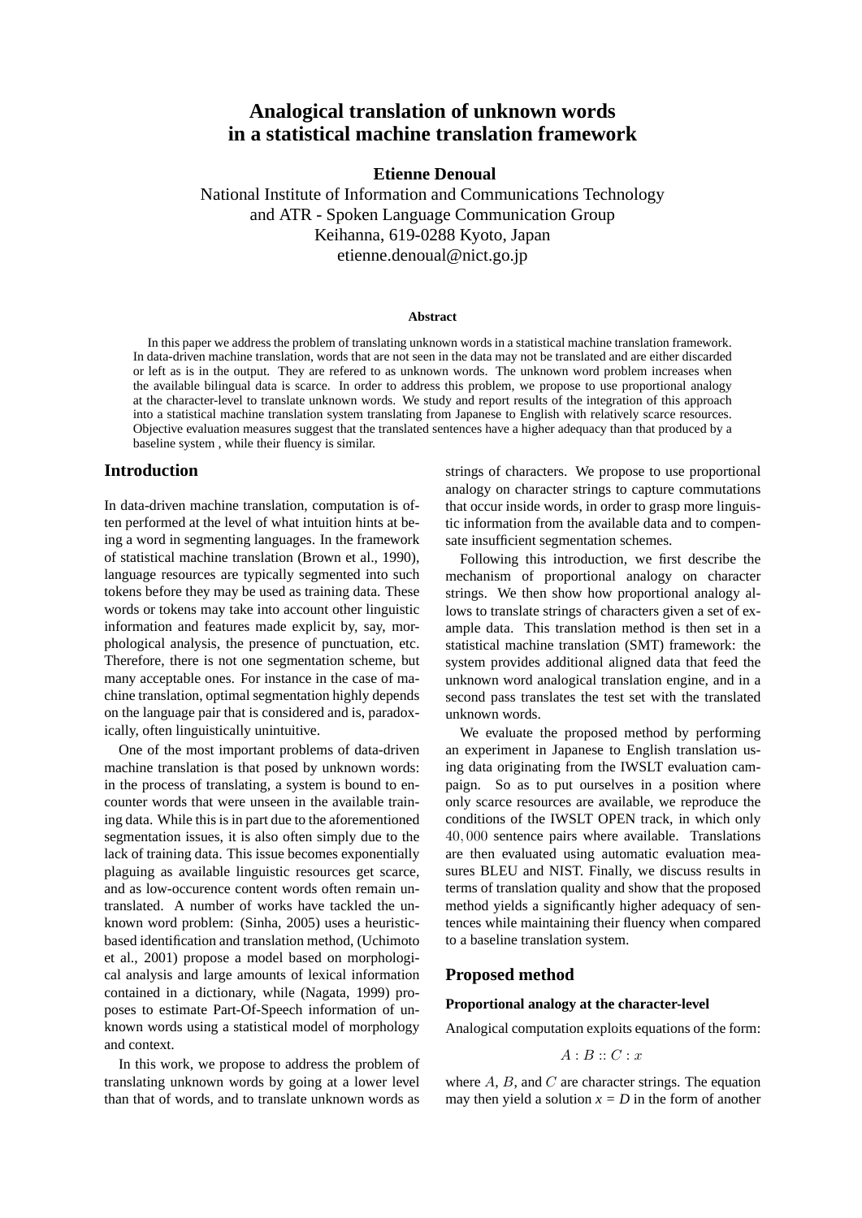# Analogical translation of unknown words in a statistical machine translation framework

**Etienne Denoual**

National Institute of Information and Communications Technology
and ATR - Spoken Language Communication Group
Keihanna, 619-0288 Kyoto, Japan
etienne.denoual@nict.go.jp

### Abstract

In this paper we address the problem of translating unknown words in a statistical machine translation framework. In data-driven machine translation, words that are not seen in the data may not be translated and are either discarded or left as is in the output. They are refered to as unknown words. The unknown word problem increases when the available bilingual data is scarce. In order to address this problem, we propose to use proportional analogy at the character-level to translate unknown words. We study and report results of the integration of this approach into a statistical machine translation system translating from Japanese to English with relatively scarce resources. Objective evaluation measures suggest that the translated sentences have a higher adequacy than that produced by a baseline system , while their fluency is similar.

## Introduction

In data-driven machine translation, computation is often performed at the level of what intuition hints at being a word in segmenting languages. In the framework of statistical machine translation (Brown et al., 1990), language resources are typically segmented into such tokens before they may be used as training data. These words or tokens may take into account other linguistic information and features made explicit by, say, morphological analysis, the presence of punctuation, etc. Therefore, there is not one segmentation scheme, but many acceptable ones. For instance in the case of machine translation, optimal segmentation highly depends on the language pair that is considered and is, paradoxically, often linguistically unintuitive.

One of the most important problems of data-driven machine translation is that posed by unknown words: in the process of translating, a system is bound to encounter words that were unseen in the available training data. While this is in part due to the aforementioned segmentation issues, it is also often simply due to the lack of training data. This issue becomes exponentially plaguing as available linguistic resources get scarce, and as low-occurence content words often remain untranslated. A number of works have tackled the unknown word problem: (Sinha, 2005) uses a heuristic-based identification and translation method, (Uchimoto et al., 2001) propose a model based on morphological analysis and large amounts of lexical information contained in a dictionary, while (Nagata, 1999) proposes to estimate Part-Of-Speech information of unknown words using a statistical model of morphology and context.

In this work, we propose to address the problem of translating unknown words by going at a lower level than that of words, and to translate unknown words as strings of characters. We propose to use proportional analogy on character strings to capture commutations that occur inside words, in order to grasp more linguistic information from the available data and to compensate insufficient segmentation schemes.

Following this introduction, we first describe the mechanism of proportional analogy on character strings. We then show how proportional analogy allows to translate strings of characters given a set of example data. This translation method is then set in a statistical machine translation (SMT) framework: the system provides additional aligned data that feed the unknown word analogical translation engine, and in a second pass translates the test set with the translated unknown words.

We evaluate the proposed method by performing an experiment in Japanese to English translation using data originating from the IWSLT evaluation campaign. So as to put ourselves in a position where only scarce resources are available, we reproduce the conditions of the IWSLT OPEN track, in which only $40,000$ sentence pairs where available. Translations are then evaluated using automatic evaluation measures BLEU and NIST. Finally, we discuss results in terms of translation quality and show that the proposed method yields a significantly higher adequacy of sentences while maintaining their fluency when compared to a baseline translation system.

## Proposed method

### Proportional analogy at the character-level

Analogical computation exploits equations of the form:

$$A : B :: C : x$$

where $A$, $B$, and $C$ are character strings. The equation may then yield a solution $x = D$ in the form of another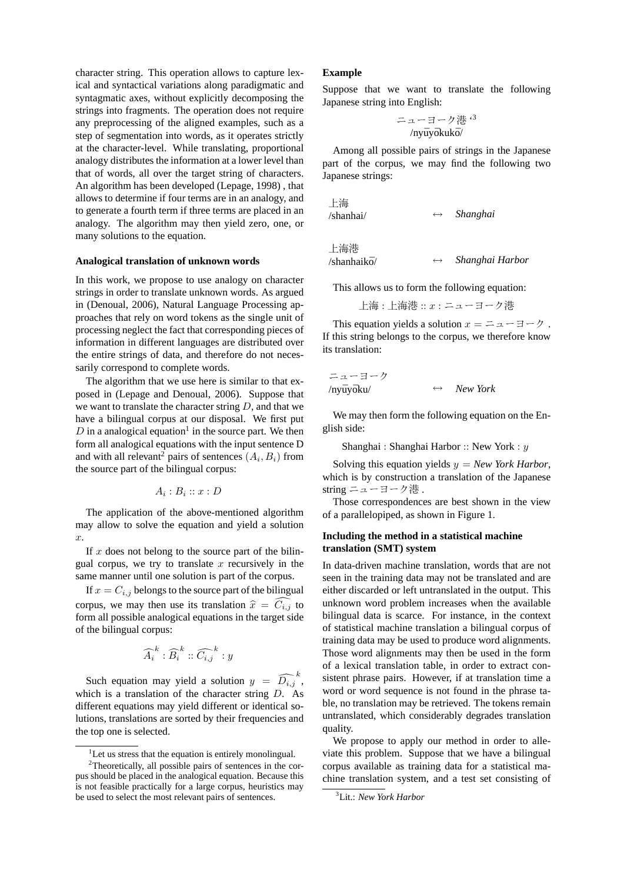character string. This operation allows to capture lexical and syntactical variations along paradigmatic and syntagmatic axes, without explicitly decomposing the strings into fragments. The operation does not require any preprocessing of the aligned examples, such as a step of segmentation into words, as it operates strictly at the character-level. While translating, proportional analogy distributes the information at a lower level than that of words, all over the target string of characters. An algorithm has been developed (Lepage, 1998) , that allows to determine if four terms are in an analogy, and to generate a fourth term if three terms are placed in an analogy. The algorithm may then yield zero, one, or many solutions to the equation.

**Analogical translation of unknown words**

In this work, we propose to use analogy on character strings in order to translate unknown words. As argued in (Denoual, 2006), Natural Language Processing approaches that rely on word tokens as the single unit of processing neglect the fact that corresponding pieces of information in different languages are distributed over the entire strings of data, and therefore do not necessarily correspond to complete words.

The algorithm that we use here is similar to that exposed in (Lepage and Denoual, 2006). Suppose that we want to translate the character string $D$, and that we have a bilingual corpus at our disposal. We first put $D$ in a analogical equation[1] in the source part. We then form all analogical equations with the input sentence D and with all relevant[2] pairs of sentences $(A_i, B_i)$ from the source part of the bilingual corpus:

$$A_i : B_i :: x : D$$

The application of the above-mentioned algorithm may allow to solve the equation and yield a solution $x$.

If $x$ does not belong to the source part of the bilingual corpus, we try to translate $x$ recursively in the same manner until one solution is part of the corpus.

If $x = C_{i,j}$ belongs to the source part of the bilingual corpus, we may then use its translation $\widehat{x} = \widehat{C_{i,j}}$ to form all possible analogical equations in the target side of the bilingual corpus:

$$\widehat{A_i}^k : \widehat{B_i}^k :: \widehat{C_{i,j}}^k : y$$

Such equation may yield a solution $y = \widehat{D_{i,j}}^k$, which is a translation of the character string $D$. As different equations may yield different or identical solutions, translations are sorted by their frequencies and the top one is selected.

[1] Let us stress that the equation is entirely monolingual.

[2] Theoretically, all possible pairs of sentences in the corpus should be placed in the analogical equation. Because this is not feasible practically for a large corpus, heuristics may be used to select the most relevant pairs of sentences.

**Example**

Suppose that we want to translate the following Japanese string into English:

ニューヨーク港 ‘[3]
/nyūyōkukō/

Among all possible pairs of strings in the Japanese part of the corpus, we may find the following two Japanese strings:

上海
/shanhai/ ↔ *Shanghai*

上海港
/shanhaikō/ ↔ *Shanghai Harbor*

This allows us to form the following equation:

上海 : 上海港 :: $x$ : ニューヨーク港

This equation yields a solution $x$ = ニューヨーク . If this string belongs to the corpus, we therefore know its translation:

ニューヨーク
/nyūyōku/ ↔ *New York*

We may then form the following equation on the English side:

Shanghai : Shanghai Harbor :: New York : $y$

Solving this equation yields $y$ = *New York Harbor*, which is by construction a translation of the Japanese string ニューヨーク港 .

Those correspondences are best shown in the view of a parallelopiped, as shown in Figure 1.

**Including the method in a statistical machine translation (SMT) system**

In data-driven machine translation, words that are not seen in the training data may not be translated and are either discarded or left untranslated in the output. This unknown word problem increases when the available bilingual data is scarce. For instance, in the context of statistical machine translation a bilingual corpus of training data may be used to produce word alignments. Those word alignments may then be used in the form of a lexical translation table, in order to extract consistent phrase pairs. However, if at translation time a word or word sequence is not found in the phrase table, no translation may be retrieved. The tokens remain untranslated, which considerably degrades translation quality.

We propose to apply our method in order to alleviate this problem. Suppose that we have a bilingual corpus available as training data for a statistical machine translation system, and a test set consisting of

[3] Lit.: *New York Harbor*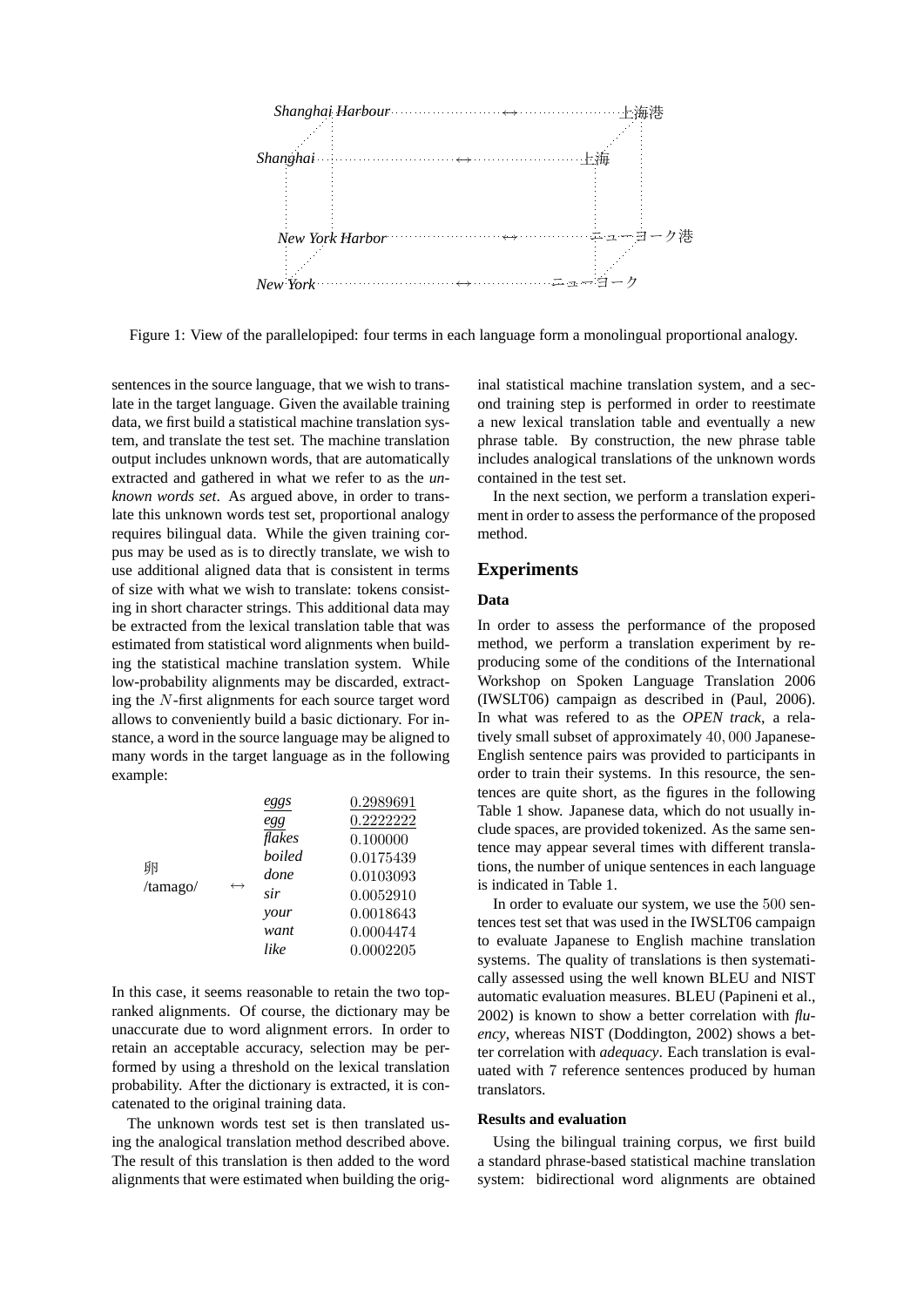| | | |
|---|---|---|
| *Shanghai Harbour* | ↔ | 上海港 |
| *Shanghai* | ↔ | 上海 |
| *New York Harbor* | ↔ | ニューヨーク港 |
| *New York* | ↔ | ニューヨーク |

Figure 1: View of the parallelopiped: four terms in each language form a monolingual proportional analogy.

sentences in the source language, that we wish to translate in the target language. Given the available training data, we first build a statistical machine translation system, and translate the test set. The machine translation output includes unknown words, that are automatically extracted and gathered in what we refer to as the *unknown words set*. As argued above, in order to translate this unknown words test set, proportional analogy requires bilingual data. While the given training corpus may be used as is to directly translate, we wish to use additional aligned data that is consistent in terms of size with what we wish to translate: tokens consisting in short character strings. This additional data may be extracted from the lexical translation table that was estimated from statistical word alignments when building the statistical machine translation system. While low-probability alignments may be discarded, extracting the $N$-first alignments for each source target word allows to conveniently build a basic dictionary. For instance, a word in the source language may be aligned to many words in the target language as in the following example:

| | | | |
|---|---|---|---|
| 卵 /tamago/ | ↔ | *eggs* | 0.2989691 |
| | | *egg* | 0.2222222 |
| | | *flakes* | 0.100000 |
| | | *boiled* | 0.0175439 |
| | | *done* | 0.0103093 |
| | | *sir* | 0.0052910 |
| | | *your* | 0.0018643 |
| | | *want* | 0.0004474 |
| | | *like* | 0.0002205 |

In this case, it seems reasonable to retain the two top-ranked alignments. Of course, the dictionary may be unaccurate due to word alignment errors. In order to retain an acceptable accuracy, selection may be performed by using a threshold on the lexical translation probability. After the dictionary is extracted, it is concatenated to the original training data.

The unknown words test set is then translated using the analogical translation method described above. The result of this translation is then added to the word alignments that were estimated when building the original statistical machine translation system, and a second training step is performed in order to reestimate a new lexical translation table and eventually a new phrase table. By construction, the new phrase table includes analogical translations of the unknown words contained in the test set.

In the next section, we perform a translation experiment in order to assess the performance of the proposed method.

## Experiments

### Data

In order to assess the performance of the proposed method, we perform a translation experiment by reproducing some of the conditions of the International Workshop on Spoken Language Translation 2006 (IWSLT06) campaign as described in (Paul, 2006). In what was refered to as the *OPEN track*, a relatively small subset of approximately $40,000$ Japanese-English sentence pairs was provided to participants in order to train their systems. In this resource, the sentences are quite short, as the figures in the following Table 1 show. Japanese data, which do not usually include spaces, are provided tokenized. As the same sentence may appear several times with different translations, the number of unique sentences in each language is indicated in Table 1.

In order to evaluate our system, we use the $500$ sentences test set that was used in the IWSLT06 campaign to evaluate Japanese to English machine translation systems. The quality of translations is then systematically assessed using the well known BLEU and NIST automatic evaluation measures. BLEU (Papineni et al., 2002) is known to show a better correlation with *fluency*, whereas NIST (Doddington, 2002) shows a better correlation with *adequacy*. Each translation is evaluated with 7 reference sentences produced by human translators.

### Results and evaluation

Using the bilingual training corpus, we first build a standard phrase-based statistical machine translation system: bidirectional word alignments are obtained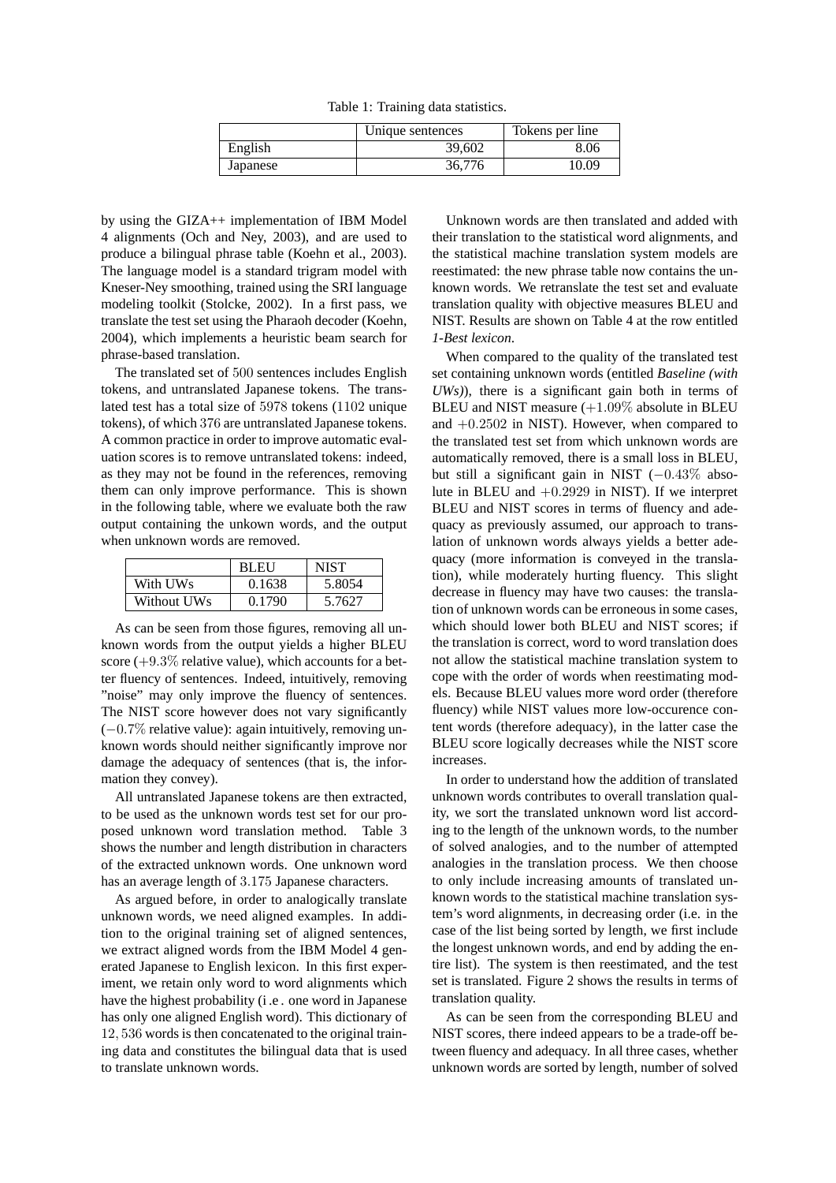Table 1: Training data statistics.

| | Unique sentences | Tokens per line |
|---|---|---|
| English | 39,602 | 8.06 |
| Japanese | 36,776 | 10.09 |

by using the GIZA++ implementation of IBM Model 4 alignments (Och and Ney, 2003), and are used to produce a bilingual phrase table (Koehn et al., 2003). The language model is a standard trigram model with Kneser-Ney smoothing, trained using the SRI language modeling toolkit (Stolcke, 2002). In a first pass, we translate the test set using the Pharaoh decoder (Koehn, 2004), which implements a heuristic beam search for phrase-based translation.

The translated set of $500$ sentences includes English tokens, and untranslated Japanese tokens. The translated test has a total size of $5978$ tokens ($1102$ unique tokens), of which $376$ are untranslated Japanese tokens. A common practice in order to improve automatic evaluation scores is to remove untranslated tokens: indeed, as they may not be found in the references, removing them can only improve performance. This is shown in the following table, where we evaluate both the raw output containing the unkown words, and the output when unknown words are removed.

| | BLEU | NIST |
|---|---|---|
| With UWs | 0.1638 | 5.8054 |
| Without UWs | 0.1790 | 5.7627 |

As can be seen from those figures, removing all unknown words from the output yields a higher BLEU score ($+9.3\%$ relative value), which accounts for a better fluency of sentences. Indeed, intuitively, removing "noise" may only improve the fluency of sentences. The NIST score however does not vary significantly ($-0.7\%$ relative value): again intuitively, removing unknown words should neither significantly improve nor damage the adequacy of sentences (that is, the information they convey).

All untranslated Japanese tokens are then extracted, to be used as the unknown words test set for our proposed unknown word translation method. Table 3 shows the number and length distribution in characters of the extracted unknown words. One unknown word has an average length of $3.175$ Japanese characters.

As argued before, in order to analogically translate unknown words, we need aligned examples. In addition to the original training set of aligned sentences, we extract aligned words from the IBM Model 4 generated Japanese to English lexicon. In this first experiment, we retain only word to word alignments which have the highest probability (i.e. one word in Japanese has only one aligned English word). This dictionary of $12,536$ words is then concatenated to the original training data and constitutes the bilingual data that is used to translate unknown words.

Unknown words are then translated and added with their translation to the statistical word alignments, and the statistical machine translation system models are reestimated: the new phrase table now contains the unknown words. We retranslate the test set and evaluate translation quality with objective measures BLEU and NIST. Results are shown on Table 4 at the row entitled *1-Best lexicon*.

When compared to the quality of the translated test set containing unknown words (entitled *Baseline (with UWs)*), there is a significant gain both in terms of BLEU and NIST measure ($+1.09\%$ absolute in BLEU and $+0.2502$ in NIST). However, when compared to the translated test set from which unknown words are automatically removed, there is a small loss in BLEU, but still a significant gain in NIST ($-0.43\%$ absolute in BLEU and $+0.2929$ in NIST). If we interpret BLEU and NIST scores in terms of fluency and adequacy as previously assumed, our approach to translation of unknown words always yields a better adequacy (more information is conveyed in the translation), while moderately hurting fluency. This slight decrease in fluency may have two causes: the translation of unknown words can be erroneous in some cases, which should lower both BLEU and NIST scores; if the translation is correct, word to word translation does not allow the statistical machine translation system to cope with the order of words when reestimating models. Because BLEU values more word order (therefore fluency) while NIST values more low-occurence content words (therefore adequacy), in the latter case the BLEU score logically decreases while the NIST score increases.

In order to understand how the addition of translated unknown words contributes to overall translation quality, we sort the translated unknown word list according to the length of the unknown words, to the number of solved analogies, and to the number of attempted analogies in the translation process. We then choose to only include increasing amounts of translated unknown words to the statistical machine translation system's word alignments, in decreasing order (i.e. in the case of the list being sorted by length, we first include the longest unknown words, and end by adding the entire list). The system is then reestimated, and the test set is translated. Figure 2 shows the results in terms of translation quality.

As can be seen from the corresponding BLEU and NIST scores, there indeed appears to be a trade-off between fluency and adequacy. In all three cases, whether unknown words are sorted by length, number of solved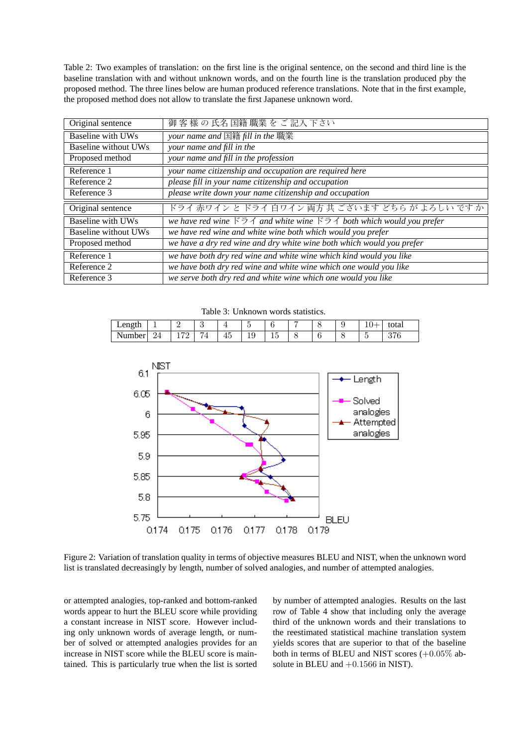Table 2: Two examples of translation: on the first line is the original sentence, on the second and third line is the baseline translation with and without unknown words, and on the fourth line is the translation produced pby the proposed method. The three lines below are human produced reference translations. Note that in the first example, the proposed method does not allow to translate the first Japanese unknown word.

| | |
|---|---|
| Original sentence | 御 客 様 の 氏名 国籍 職業 を ご 記入 下さい |
| Baseline with UWs | *your name and* 国籍 *fill in the* 職業 |
| Baseline without UWs | *your name and fill in the* |
| Proposed method | *your name and fill in the profession* |
| Reference 1 | *your name citizenship and occupation are required here* |
| Reference 2 | *please fill in your name citizenship and occupation* |
| Reference 3 | *please write down your name citizenship and occupation* |
| Original sentence | ドライ 赤ワイン と ドライ 白ワイン 両方 共 ございます どちら が よろしい です か |
| Baseline with UWs | *we have red wine* ドライ *and white wine* ドライ *both which would you prefer* |
| Baseline without UWs | *we have red wine and white wine both which would you prefer* |
| Proposed method | *we have a dry red wine and dry white wine both which would you prefer* |
| Reference 1 | *we have both dry red wine and white wine which kind would you like* |
| Reference 2 | *we have both dry red wine and white wine which one would you like* |
| Reference 3 | *we serve both dry red and white wine which one would you like* |

Table 3: Unknown words statistics.

| Length | 1 | 2 | 3 | 4 | 5 | 6 | 7 | 8 | 9 | 10+ | total |
|---|---|---|---|---|---|---|---|---|---|---|---|
| Number | 24 | 172 | 74 | 45 | 19 | 15 | 8 | 6 | 8 | 5 | 376 |

Figure 2: Variation of translation quality in terms of objective measures BLEU and NIST, when the unknown word list is translated decreasingly by length, number of solved analogies, and number of attempted analogies.

or attempted analogies, top-ranked and bottom-ranked words appear to hurt the BLEU score while providing a constant increase in NIST score. However including only unknown words of average length, or number of solved or attempted analogies provides for an increase in NIST score while the BLEU score is maintained. This is particularly true when the list is sorted by number of attempted analogies. Results on the last row of Table 4 show that including only the average third of the unknown words and their translations to the reestimated statistical machine translation system yields scores that are superior to that of the baseline both in terms of BLEU and NIST scores ($+0.05\%$ absolute in BLEU and $+0.1566$ in NIST).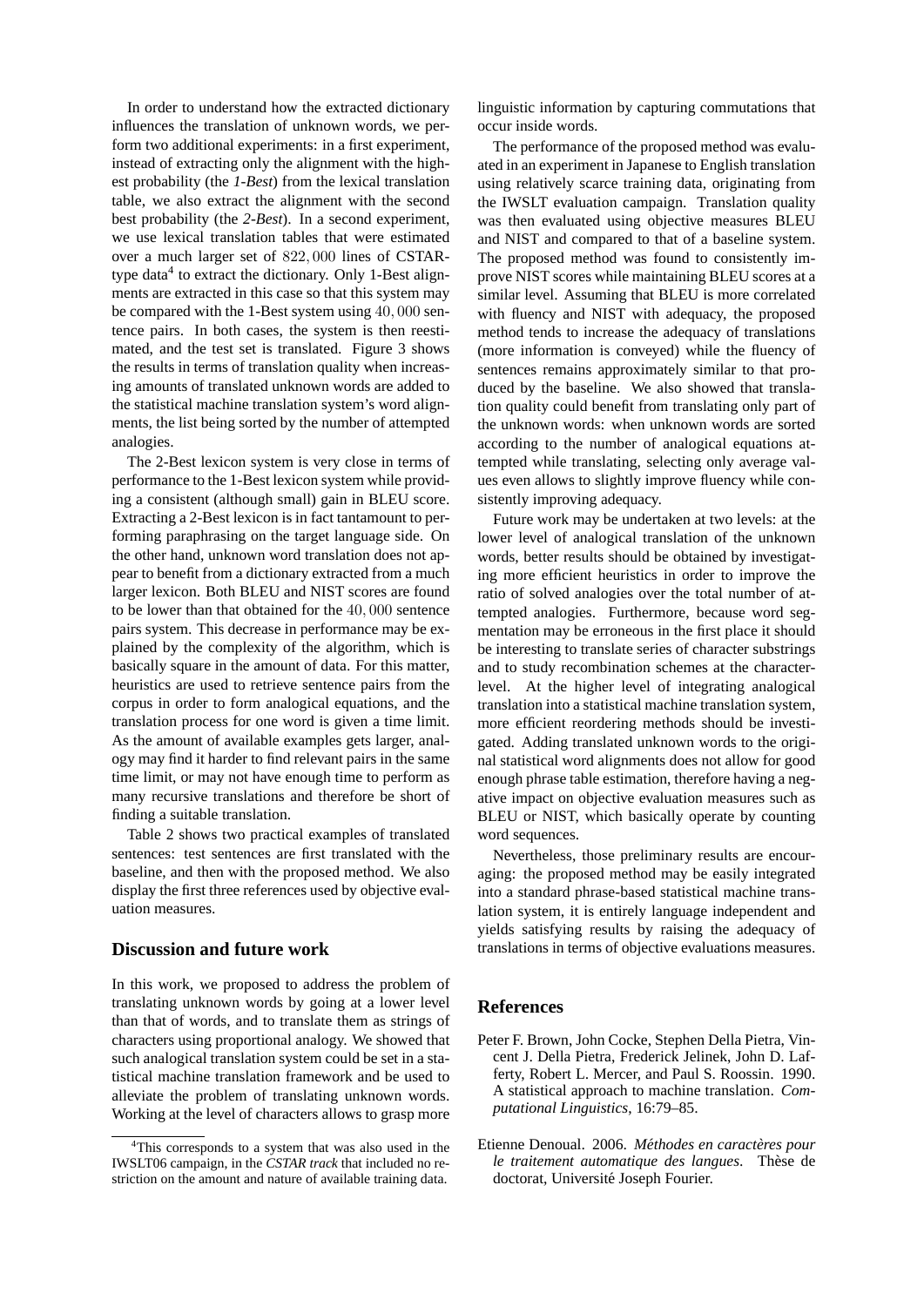In order to understand how the extracted dictionary influences the translation of unknown words, we perform two additional experiments: in a first experiment, instead of extracting only the alignment with the highest probability (the *1-Best*) from the lexical translation table, we also extract the alignment with the second best probability (the *2-Best*). In a second experiment, we use lexical translation tables that were estimated over a much larger set of $822,000$ lines of CSTAR-type data[4] to extract the dictionary. Only 1-Best alignments are extracted in this case so that this system may be compared with the 1-Best system using $40,000$ sentence pairs. In both cases, the system is then reestimated, and the test set is translated. Figure 3 shows the results in terms of translation quality when increasing amounts of translated unknown words are added to the statistical machine translation system's word alignments, the list being sorted by the number of attempted analogies.

The 2-Best lexicon system is very close in terms of performance to the 1-Best lexicon system while providing a consistent (although small) gain in BLEU score. Extracting a 2-Best lexicon is in fact tantamount to performing paraphrasing on the target language side. On the other hand, unknown word translation does not appear to benefit from a dictionary extracted from a much larger lexicon. Both BLEU and NIST scores are found to be lower than that obtained for the $40,000$ sentence pairs system. This decrease in performance may be explained by the complexity of the algorithm, which is basically square in the amount of data. For this matter, heuristics are used to retrieve sentence pairs from the corpus in order to form analogical equations, and the translation process for one word is given a time limit. As the amount of available examples gets larger, analogy may find it harder to find relevant pairs in the same time limit, or may not have enough time to perform as many recursive translations and therefore be short of finding a suitable translation.

Table 2 shows two practical examples of translated sentences: test sentences are first translated with the baseline, and then with the proposed method. We also display the first three references used by objective evaluation measures.

## Discussion and future work

In this work, we proposed to address the problem of translating unknown words by going at a lower level than that of words, and to translate them as strings of characters using proportional analogy. We showed that such analogical translation system could be set in a statistical machine translation framework and be used to alleviate the problem of translating unknown words. Working at the level of characters allows to grasp more linguistic information by capturing commutations that occur inside words.

The performance of the proposed method was evaluated in an experiment in Japanese to English translation using relatively scarce training data, originating from the IWSLT evaluation campaign. Translation quality was then evaluated using objective measures BLEU and NIST and compared to that of a baseline system. The proposed method was found to consistently improve NIST scores while maintaining BLEU scores at a similar level. Assuming that BLEU is more correlated with fluency and NIST with adequacy, the proposed method tends to increase the adequacy of translations (more information is conveyed) while the fluency of sentences remains approximately similar to that produced by the baseline. We also showed that translation quality could benefit from translating only part of the unknown words: when unknown words are sorted according to the number of analogical equations attempted while translating, selecting only average values even allows to slightly improve fluency while consistently improving adequacy.

Future work may be undertaken at two levels: at the lower level of analogical translation of the unknown words, better results should be obtained by investigating more efficient heuristics in order to improve the ratio of solved analogies over the total number of attempted analogies. Furthermore, because word segmentation may be erroneous in the first place it should be interesting to translate series of character substrings and to study recombination schemes at the character-level. At the higher level of integrating analogical translation into a statistical machine translation system, more efficient reordering methods should be investigated. Adding translated unknown words to the original statistical word alignments does not allow for good enough phrase table estimation, therefore having a negative impact on objective evaluation measures such as BLEU or NIST, which basically operate by counting word sequences.

Nevertheless, those preliminary results are encouraging: the proposed method may be easily integrated into a standard phrase-based statistical machine translation system, it is entirely language independent and yields satisfying results by raising the adequacy of translations in terms of objective evaluations measures.

## References

Peter F. Brown, John Cocke, Stephen Della Pietra, Vincent J. Della Pietra, Frederick Jelinek, John D. Lafferty, Robert L. Mercer, and Paul S. Roossin. 1990. A statistical approach to machine translation. *Computational Linguistics*, 16:79–85.

Etienne Denoual. 2006. *Méthodes en caractères pour le traitement automatique des langues*. Thèse de doctorat, Université Joseph Fourier.

[4] This corresponds to a system that was also used in the IWSLT06 campaign, in the *CSTAR track* that included no restriction on the amount and nature of available training data.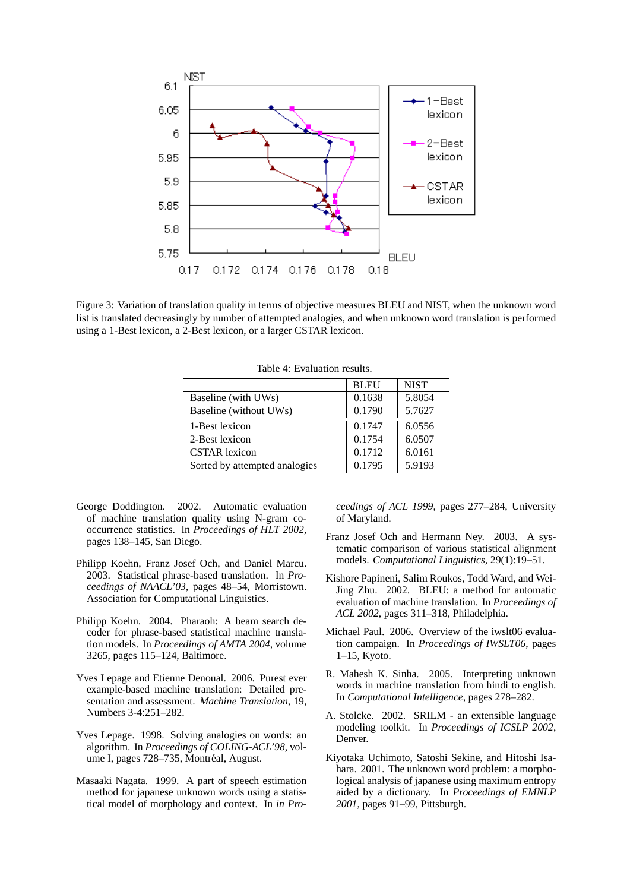NIST

6.1
6.05
6
5.95
5.9
5.85
5.8
5.75

0.17 0.172 0.174 0.176 0.178 0.18

BLEU

1−Best lexicon

2−Best lexicon

CSTAR lexicon

Figure 3: Variation of translation quality in terms of objective measures BLEU and NIST, when the unknown word list is translated decreasingly by number of attempted analogies, and when unknown word translation is performed using a 1-Best lexicon, a 2-Best lexicon, or a larger CSTAR lexicon.

Table 4: Evaluation results.

| | BLEU | NIST |
|---|---|---|
| Baseline (with UWs) | 0.1638 | 5.8054 |
| Baseline (without UWs) | 0.1790 | 5.7627 |
| 1-Best lexicon | 0.1747 | 6.0556 |
| 2-Best lexicon | 0.1754 | 6.0507 |
| CSTAR lexicon | 0.1712 | 6.0161 |
| Sorted by attempted analogies | 0.1795 | 5.9193 |

George Doddington. 2002. Automatic evaluation of machine translation quality using N-gram co-occurrence statistics. In *Proceedings of HLT 2002*, pages 138–145, San Diego.

Philipp Koehn, Franz Josef Och, and Daniel Marcu. 2003. Statistical phrase-based translation. In *Proceedings of NAACL'03*, pages 48–54, Morristown. Association for Computational Linguistics.

Philipp Koehn. 2004. Pharaoh: A beam search decoder for phrase-based statistical machine translation models. In *Proceedings of AMTA 2004*, volume 3265, pages 115–124, Baltimore.

Yves Lepage and Etienne Denoual. 2006. Purest ever example-based machine translation: Detailed presentation and assessment. *Machine Translation*, 19, Numbers 3-4:251–282.

Yves Lepage. 1998. Solving analogies on words: an algorithm. In *Proceedings of COLING-ACL'98*, volume I, pages 728–735, Montréal, August.

Masaaki Nagata. 1999. A part of speech estimation method for japanese unknown words using a statistical model of morphology and context. In *in Proceedings of ACL 1999*, pages 277–284, University of Maryland.

Franz Josef Och and Hermann Ney. 2003. A systematic comparison of various statistical alignment models. *Computational Linguistics*, 29(1):19–51.

Kishore Papineni, Salim Roukos, Todd Ward, and Wei-Jing Zhu. 2002. BLEU: a method for automatic evaluation of machine translation. In *Proceedings of ACL 2002*, pages 311–318, Philadelphia.

Michael Paul. 2006. Overview of the iwslt06 evaluation campaign. In *Proceedings of IWSLT06*, pages 1–15, Kyoto.

R. Mahesh K. Sinha. 2005. Interpreting unknown words in machine translation from hindi to english. In *Computational Intelligence*, pages 278–282.

A. Stolcke. 2002. SRILM - an extensible language modeling toolkit. In *Proceedings of ICSLP 2002*, Denver.

Kiyotaka Uchimoto, Satoshi Sekine, and Hitoshi Isahara. 2001. The unknown word problem: a morphological analysis of japanese using maximum entropy aided by a dictionary. In *Proceedings of EMNLP 2001*, pages 91–99, Pittsburgh.